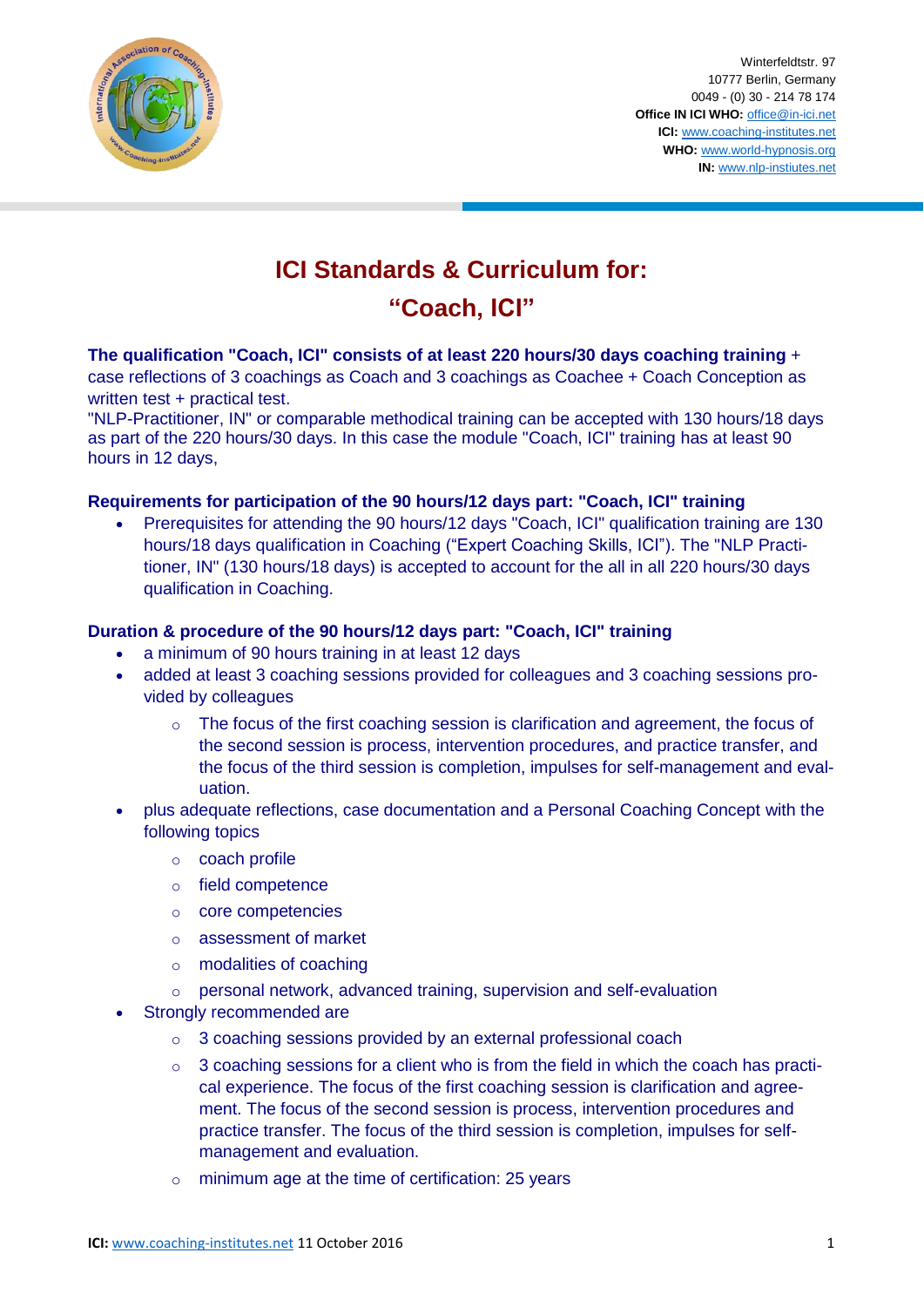Winterfeldtstr. 97
10777 Berlin, Germany
0049 - (0) 30 - 214 78 174
**Office IN ICI WHO:** office@in-ici.net
**ICI:** www.coaching-institutes.net
**WHO:** www.world-hypnosis.org
**IN:** www.nlp-instiutes.net

# ICI Standards & Curriculum for: "Coach, ICI"

**The qualification "Coach, ICI" consists of at least 220 hours/30 days coaching training** + case reflections of 3 coachings as Coach and 3 coachings as Coachee + Coach Conception as written test + practical test.
"NLP-Practitioner, IN" or comparable methodical training can be accepted with 130 hours/18 days as part of the 220 hours/30 days. In this case the module "Coach, ICI" training has at least 90 hours in 12 days,

### Requirements for participation of the 90 hours/12 days part: "Coach, ICI" training

- Prerequisites for attending the 90 hours/12 days "Coach, ICI" qualification training are 130 hours/18 days qualification in Coaching ("Expert Coaching Skills, ICI"). The "NLP Practitioner, IN" (130 hours/18 days) is accepted to account for the all in all 220 hours/30 days qualification in Coaching.

### Duration & procedure of the 90 hours/12 days part: "Coach, ICI" training

- a minimum of 90 hours training in at least 12 days
- added at least 3 coaching sessions provided for colleagues and 3 coaching sessions provided by colleagues
  - The focus of the first coaching session is clarification and agreement, the focus of the second session is process, intervention procedures, and practice transfer, and the focus of the third session is completion, impulses for self-management and evaluation.
- plus adequate reflections, case documentation and a Personal Coaching Concept with the following topics
  - coach profile
  - field competence
  - core competencies
  - assessment of market
  - modalities of coaching
  - personal network, advanced training, supervision and self-evaluation
- Strongly recommended are
  - 3 coaching sessions provided by an external professional coach
  - 3 coaching sessions for a client who is from the field in which the coach has practical experience. The focus of the first coaching session is clarification and agreement. The focus of the second session is process, intervention procedures and practice transfer. The focus of the third session is completion, impulses for self-management and evaluation.
  - minimum age at the time of certification: 25 years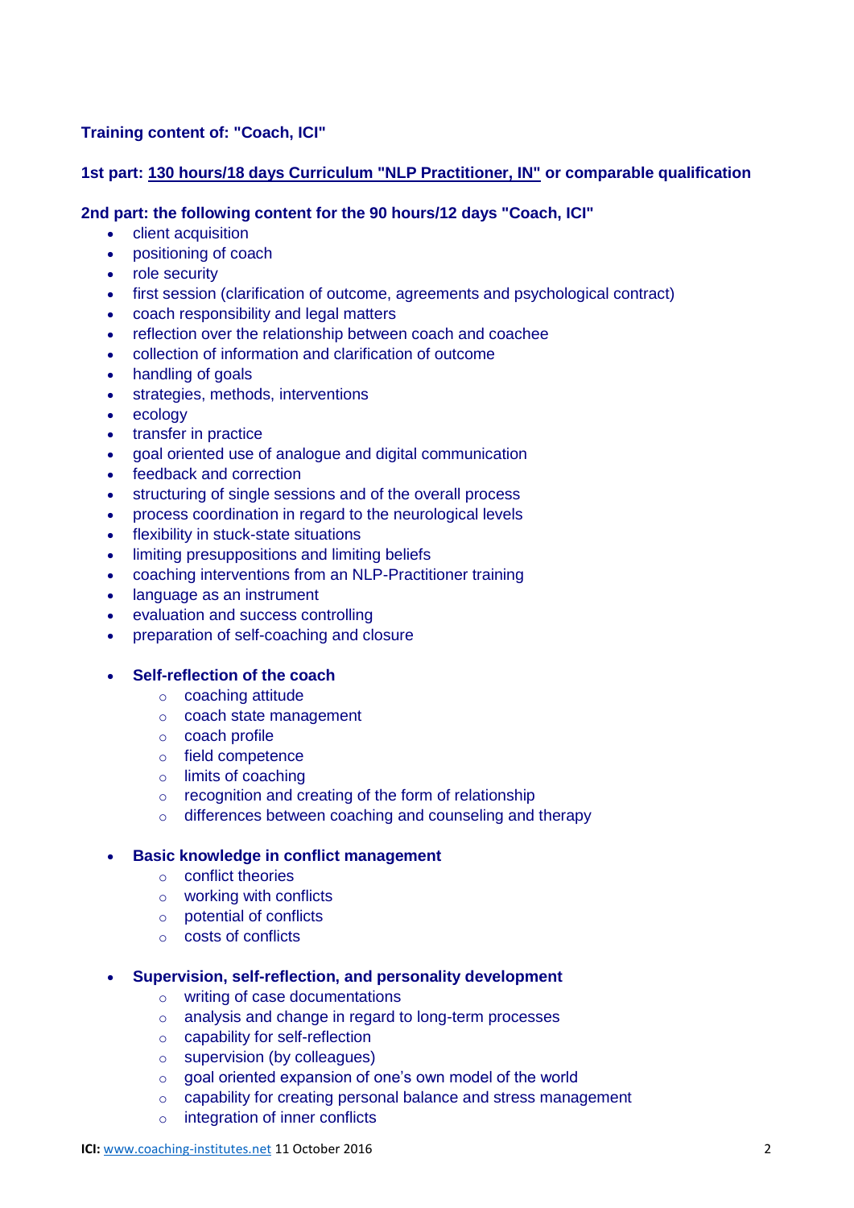**Training content of: "Coach, ICI"**

**1st part: 130 hours/18 days Curriculum "NLP Practitioner, IN" or comparable qualification**

**2nd part: the following content for the 90 hours/12 days "Coach, ICI"**

- client acquisition
- positioning of coach
- role security
- first session (clarification of outcome, agreements and psychological contract)
- coach responsibility and legal matters
- reflection over the relationship between coach and coachee
- collection of information and clarification of outcome
- handling of goals
- strategies, methods, interventions
- ecology
- transfer in practice
- goal oriented use of analogue and digital communication
- feedback and correction
- structuring of single sessions and of the overall process
- process coordination in regard to the neurological levels
- flexibility in stuck-state situations
- limiting presuppositions and limiting beliefs
- coaching interventions from an NLP-Practitioner training
- language as an instrument
- evaluation and success controlling
- preparation of self-coaching and closure

- **Self-reflection of the coach**
    - coaching attitude
    - coach state management
    - coach profile
    - field competence
    - limits of coaching
    - recognition and creating of the form of relationship
    - differences between coaching and counseling and therapy

- **Basic knowledge in conflict management**
    - conflict theories
    - working with conflicts
    - potential of conflicts
    - costs of conflicts

- **Supervision, self-reflection, and personality development**
    - writing of case documentations
    - analysis and change in regard to long-term processes
    - capability for self-reflection
    - supervision (by colleagues)
    - goal oriented expansion of one's own model of the world
    - capability for creating personal balance and stress management
    - integration of inner conflicts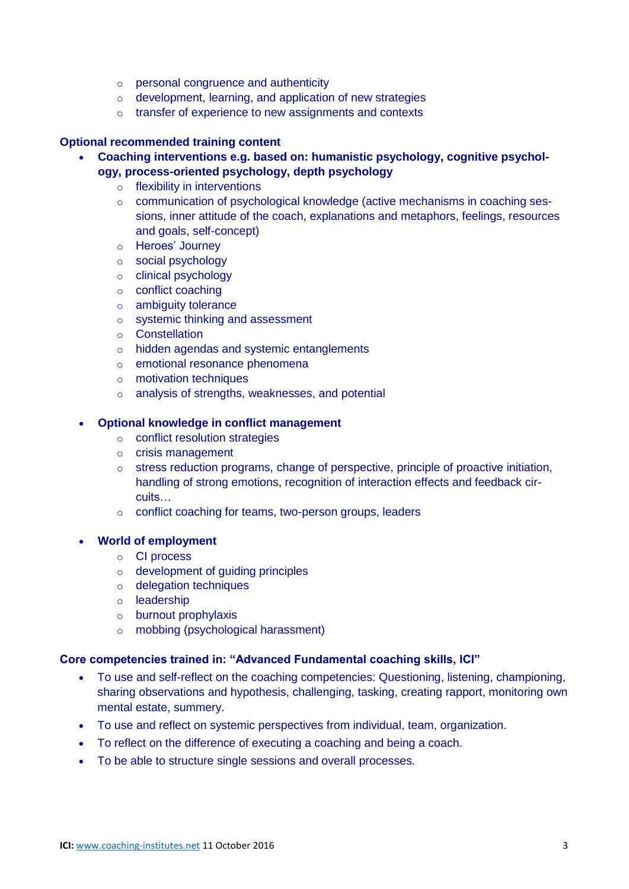- personal congruence and authenticity
- development, learning, and application of new strategies
- transfer of experience to new assignments and contexts

**Optional recommended training content**

- **Coaching interventions e.g. based on: humanistic psychology, cognitive psychology, process-oriented psychology, depth psychology**
  - flexibility in interventions
  - communication of psychological knowledge (active mechanisms in coaching sessions, inner attitude of the coach, explanations and metaphors, feelings, resources and goals, self-concept)
  - Heroes' Journey
  - social psychology
  - clinical psychology
  - conflict coaching
  - ambiguity tolerance
  - systemic thinking and assessment
  - Constellation
  - hidden agendas and systemic entanglements
  - emotional resonance phenomena
  - motivation techniques
  - analysis of strengths, weaknesses, and potential

- **Optional knowledge in conflict management**
  - conflict resolution strategies
  - crisis management
  - stress reduction programs, change of perspective, principle of proactive initiation, handling of strong emotions, recognition of interaction effects and feedback circuits…
  - conflict coaching for teams, two-person groups, leaders

- **World of employment**
  - CI process
  - development of guiding principles
  - delegation techniques
  - leadership
  - burnout prophylaxis
  - mobbing (psychological harassment)

**Core competencies trained in: "Advanced Fundamental coaching skills, ICI"**

- To use and self-reflect on the coaching competencies: Questioning, listening, championing, sharing observations and hypothesis, challenging, tasking, creating rapport, monitoring own mental estate, summery.
- To use and reflect on systemic perspectives from individual, team, organization.
- To reflect on the difference of executing a coaching and being a coach.
- To be able to structure single sessions and overall processes.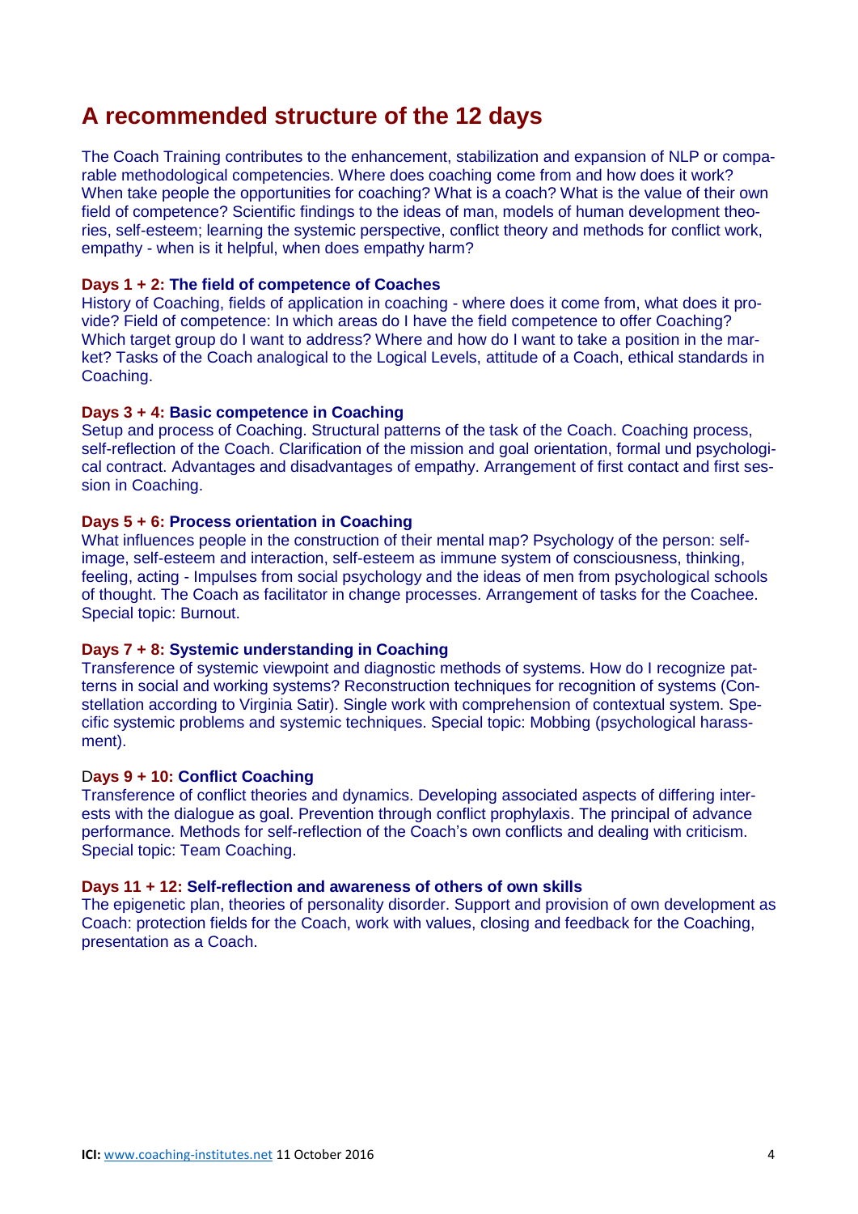## A recommended structure of the 12 days

The Coach Training contributes to the enhancement, stabilization and expansion of NLP or comparable methodological competencies. Where does coaching come from and how does it work? When take people the opportunities for coaching? What is a coach? What is the value of their own field of competence? Scientific findings to the ideas of man, models of human development theories, self-esteem; learning the systemic perspective, conflict theory and methods for conflict work, empathy - when is it helpful, when does empathy harm?

**Days 1 + 2: The field of competence of Coaches**
History of Coaching, fields of application in coaching - where does it come from, what does it provide? Field of competence: In which areas do I have the field competence to offer Coaching? Which target group do I want to address? Where and how do I want to take a position in the market? Tasks of the Coach analogical to the Logical Levels, attitude of a Coach, ethical standards in Coaching.

**Days 3 + 4: Basic competence in Coaching**
Setup and process of Coaching. Structural patterns of the task of the Coach. Coaching process, self-reflection of the Coach. Clarification of the mission and goal orientation, formal und psychological contract. Advantages and disadvantages of empathy. Arrangement of first contact and first session in Coaching.

**Days 5 + 6: Process orientation in Coaching**
What influences people in the construction of their mental map? Psychology of the person: self-image, self-esteem and interaction, self-esteem as immune system of consciousness, thinking, feeling, acting - Impulses from social psychology and the ideas of men from psychological schools of thought. The Coach as facilitator in change processes. Arrangement of tasks for the Coachee. Special topic: Burnout.

**Days 7 + 8: Systemic understanding in Coaching**
Transference of systemic viewpoint and diagnostic methods of systems. How do I recognize patterns in social and working systems? Reconstruction techniques for recognition of systems (Constellation according to Virginia Satir). Single work with comprehension of contextual system. Specific systemic problems and systemic techniques. Special topic: Mobbing (psychological harassment).

**Days 9 + 10: Conflict Coaching**
Transference of conflict theories and dynamics. Developing associated aspects of differing interests with the dialogue as goal. Prevention through conflict prophylaxis. The principal of advance performance. Methods for self-reflection of the Coach's own conflicts and dealing with criticism. Special topic: Team Coaching.

**Days 11 + 12: Self-reflection and awareness of others of own skills**
The epigenetic plan, theories of personality disorder. Support and provision of own development as Coach: protection fields for the Coach, work with values, closing and feedback for the Coaching, presentation as a Coach.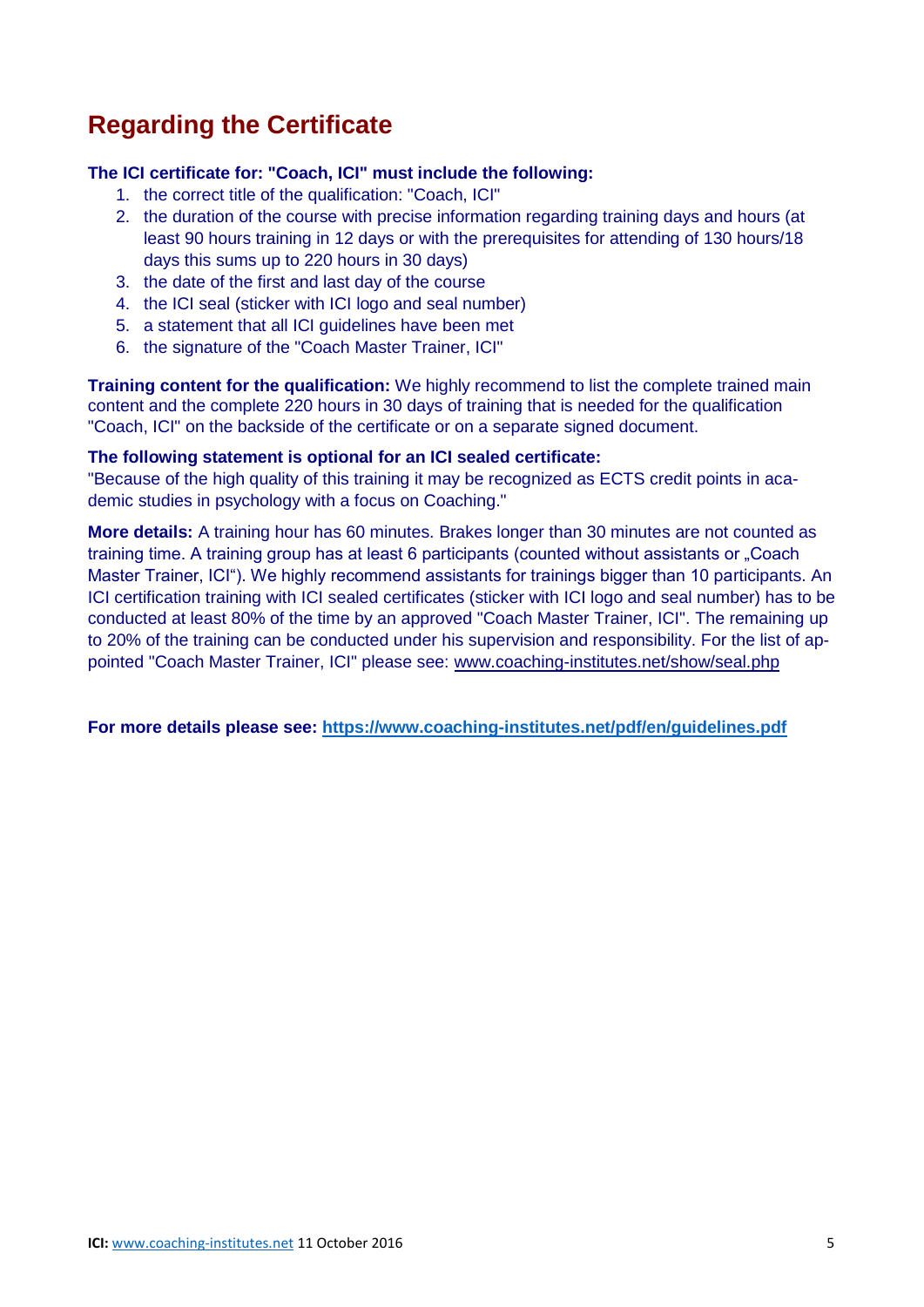## Regarding the Certificate

**The ICI certificate for: "Coach, ICI" must include the following:**

1. the correct title of the qualification: "Coach, ICI"
2. the duration of the course with precise information regarding training days and hours (at least 90 hours training in 12 days or with the prerequisites for attending of 130 hours/18 days this sums up to 220 hours in 30 days)
3. the date of the first and last day of the course
4. the ICI seal (sticker with ICI logo and seal number)
5. a statement that all ICI guidelines have been met
6. the signature of the "Coach Master Trainer, ICI"

**Training content for the qualification:** We highly recommend to list the complete trained main content and the complete 220 hours in 30 days of training that is needed for the qualification "Coach, ICI" on the backside of the certificate or on a separate signed document.

**The following statement is optional for an ICI sealed certificate:**
"Because of the high quality of this training it may be recognized as ECTS credit points in academic studies in psychology with a focus on Coaching."

**More details:** A training hour has 60 minutes. Brakes longer than 30 minutes are not counted as training time. A training group has at least 6 participants (counted without assistants or „Coach Master Trainer, ICI"). We highly recommend assistants for trainings bigger than 10 participants. An ICI certification training with ICI sealed certificates (sticker with ICI logo and seal number) has to be conducted at least 80% of the time by an approved "Coach Master Trainer, ICI". The remaining up to 20% of the training can be conducted under his supervision and responsibility. For the list of appointed "Coach Master Trainer, ICI" please see: www.coaching-institutes.net/show/seal.php

**For more details please see: https://www.coaching-institutes.net/pdf/en/guidelines.pdf**